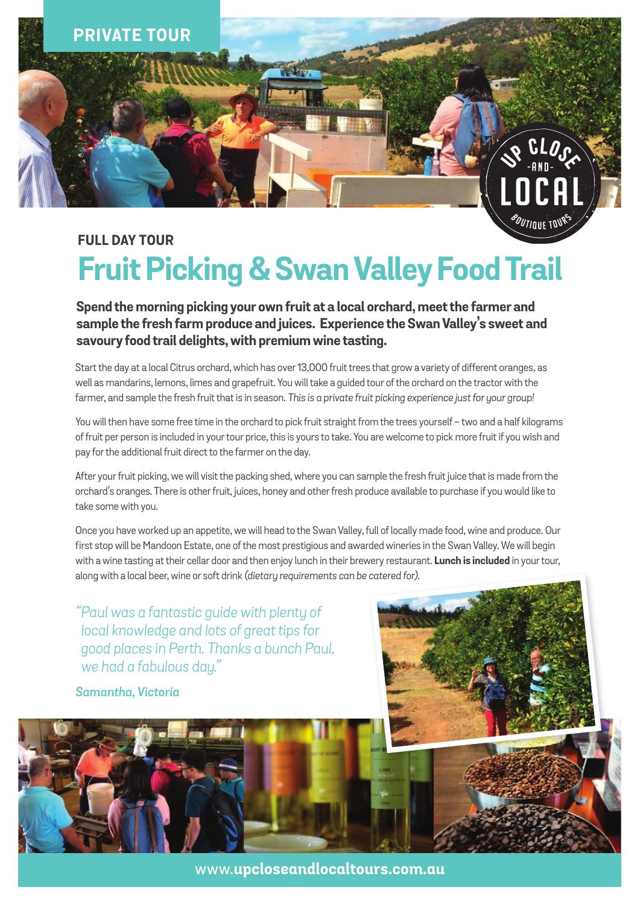PRIVATE TOUR

### FULL DAY TOUR

# Fruit Picking & Swan Valley Food Trail

**Spend the morning picking your own fruit at a local orchard, meet the farmer and sample the fresh farm produce and juices. Experience the Swan Valley's sweet and savoury food trail delights, with premium wine tasting.**

Start the day at a local Citrus orchard, which has over 13,000 fruit trees that grow a variety of different oranges, as well as mandarins, lemons, limes and grapefruit. You will take a guided tour of the orchard on the tractor with the farmer, and sample the fresh fruit that is in season. *This is a private fruit picking experience just for your group!*

You will then have some free time in the orchard to pick fruit straight from the trees yourself – two and a half kilograms of fruit per person is included in your tour price, this is yours to take. You are welcome to pick more fruit if you wish and pay for the additional fruit direct to the farmer on the day.

After your fruit picking, we will visit the packing shed, where you can sample the fresh fruit juice that is made from the orchard's oranges. There is other fruit, juices, honey and other fresh produce available to purchase if you would like to take some with you.

Once you have worked up an appetite, we will head to the Swan Valley, full of locally made food, wine and produce. Our first stop will be Mandoon Estate, one of the most prestigious and awarded wineries in the Swan Valley. We will begin with a wine tasting at their cellar door and then enjoy lunch in their brewery restaurant. **Lunch is included** in your tour, along with a local beer, wine or soft drink *(dietary requirements can be catered for).*

*"Paul was a fantastic guide with plenty of local knowledge and lots of great tips for good places in Perth. Thanks a bunch Paul, we had a fabulous day."*

*Samantha, Victoria*

www.**upcloseandlocaltours.com.au**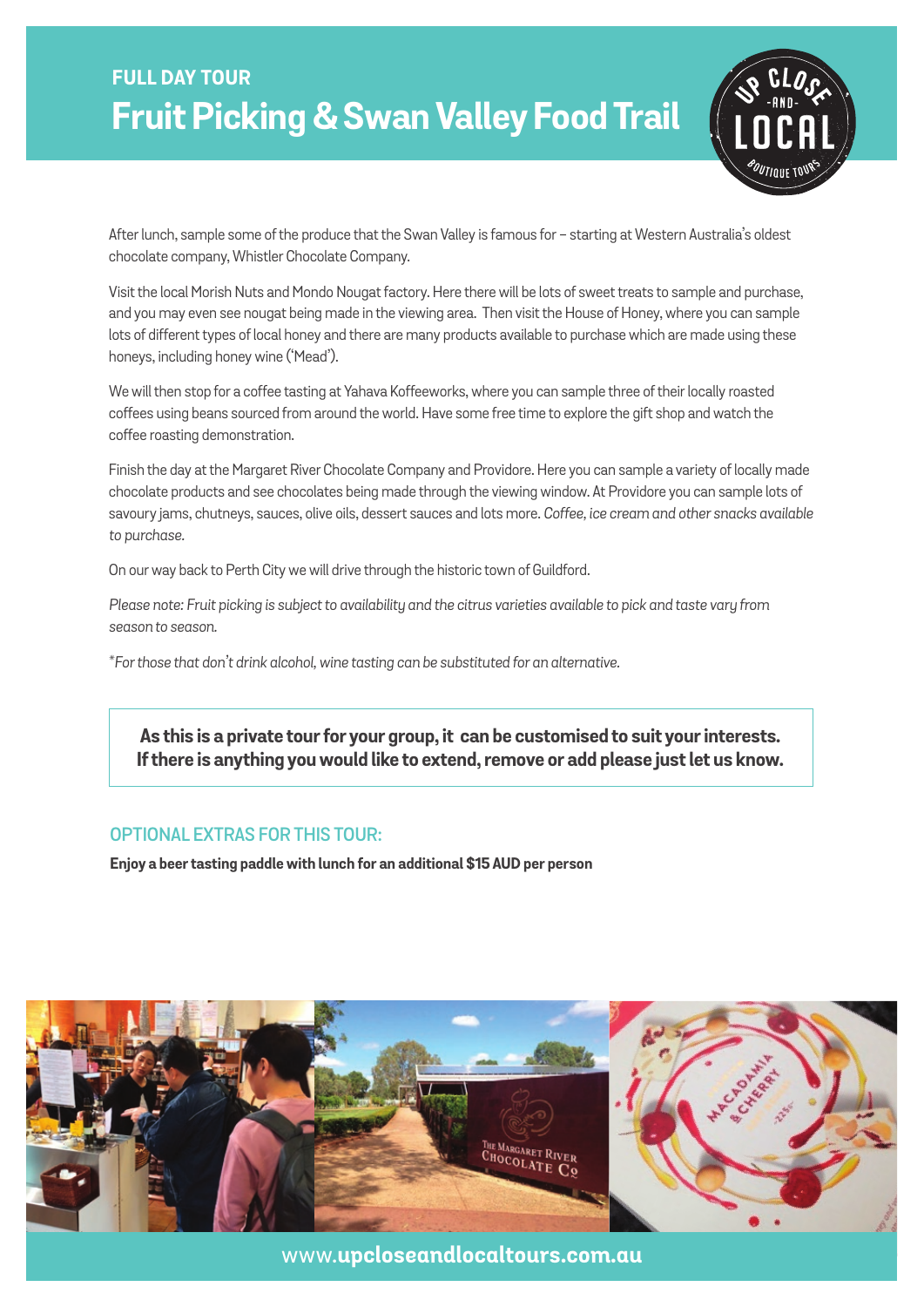**FULL DAY TOUR**

# Fruit Picking & Swan Valley Food Trail

After lunch, sample some of the produce that the Swan Valley is famous for – starting at Western Australia's oldest chocolate company, Whistler Chocolate Company.

Visit the local Morish Nuts and Mondo Nougat factory. Here there will be lots of sweet treats to sample and purchase, and you may even see nougat being made in the viewing area. Then visit the House of Honey, where you can sample lots of different types of local honey and there are many products available to purchase which are made using these honeys, including honey wine ('Mead').

We will then stop for a coffee tasting at Yahava Koffeeworks, where you can sample three of their locally roasted coffees using beans sourced from around the world. Have some free time to explore the gift shop and watch the coffee roasting demonstration.

Finish the day at the Margaret River Chocolate Company and Providore. Here you can sample a variety of locally made chocolate products and see chocolates being made through the viewing window. At Providore you can sample lots of savoury jams, chutneys, sauces, olive oils, dessert sauces and lots more. *Coffee, ice cream and other snacks available to purchase.*

On our way back to Perth City we will drive through the historic town of Guildford.

*Please note: Fruit picking is subject to availability and the citrus varieties available to pick and taste vary from season to season.*

*\*For those that don't drink alcohol, wine tasting can be substituted for an alternative.*

**As this is a private tour for your group, it can be customised to suit your interests. If there is anything you would like to extend, remove or add please just let us know.**

## OPTIONAL EXTRAS FOR THIS TOUR:

**Enjoy a beer tasting paddle with lunch for an additional $15 AUD per person**

www.**upcloseandlocaltours.com.au**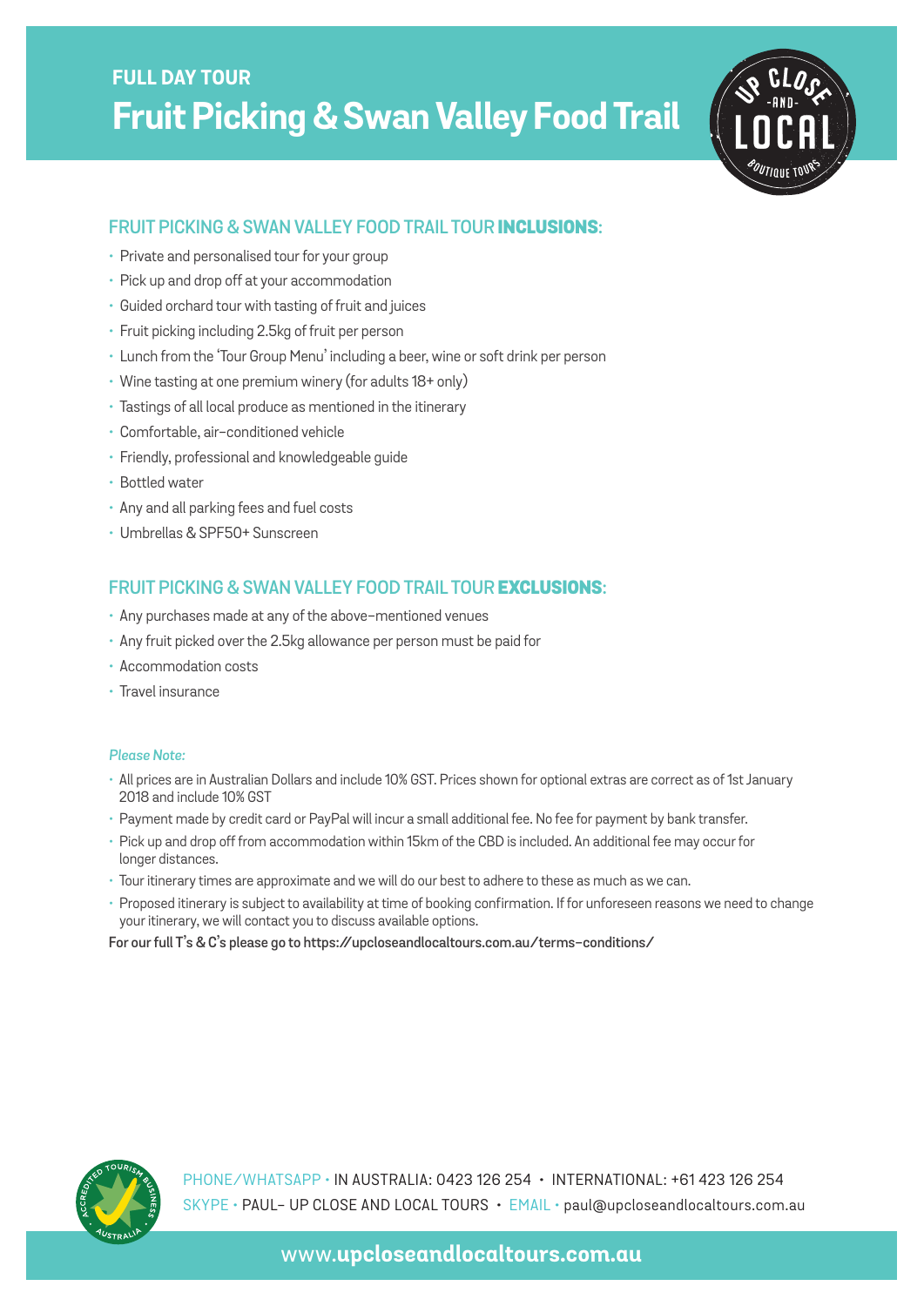FULL DAY TOUR

# Fruit Picking & Swan Valley Food Trail

## FRUIT PICKING & SWAN VALLEY FOOD TRAIL TOUR **INCLUSIONS**:

- Private and personalised tour for your group
- Pick up and drop off at your accommodation
- Guided orchard tour with tasting of fruit and juices
- Fruit picking including 2.5kg of fruit per person
- Lunch from the 'Tour Group Menu' including a beer, wine or soft drink per person
- Wine tasting at one premium winery (for adults 18+ only)
- Tastings of all local produce as mentioned in the itinerary
- Comfortable, air-conditioned vehicle
- Friendly, professional and knowledgeable guide
- Bottled water
- Any and all parking fees and fuel costs
- Umbrellas & SPF50+ Sunscreen

## FRUIT PICKING & SWAN VALLEY FOOD TRAIL TOUR **EXCLUSIONS**:

- Any purchases made at any of the above-mentioned venues
- Any fruit picked over the 2.5kg allowance per person must be paid for
- Accommodation costs
- Travel insurance

***Please Note:***

- All prices are in Australian Dollars and include 10% GST. Prices shown for optional extras are correct as of 1st January 2018 and include 10% GST
- Payment made by credit card or PayPal will incur a small additional fee. No fee for payment by bank transfer.
- Pick up and drop off from accommodation within 15km of the CBD is included. An additional fee may occur for longer distances.
- Tour itinerary times are approximate and we will do our best to adhere to these as much as we can.
- Proposed itinerary is subject to availability at time of booking confirmation. If for unforeseen reasons we need to change your itinerary, we will contact you to discuss available options.

**For our full T's & C's please go to https://upcloseandlocaltours.com.au/terms-conditions/**

PHONE/WHATSAPP • IN AUSTRALIA: 0423 126 254 • INTERNATIONAL: +61 423 126 254
SKYPE • PAUL– UP CLOSE AND LOCAL TOURS • EMAIL • paul@upcloseandlocaltours.com.au

www.**upcloseandlocaltours.com.au**